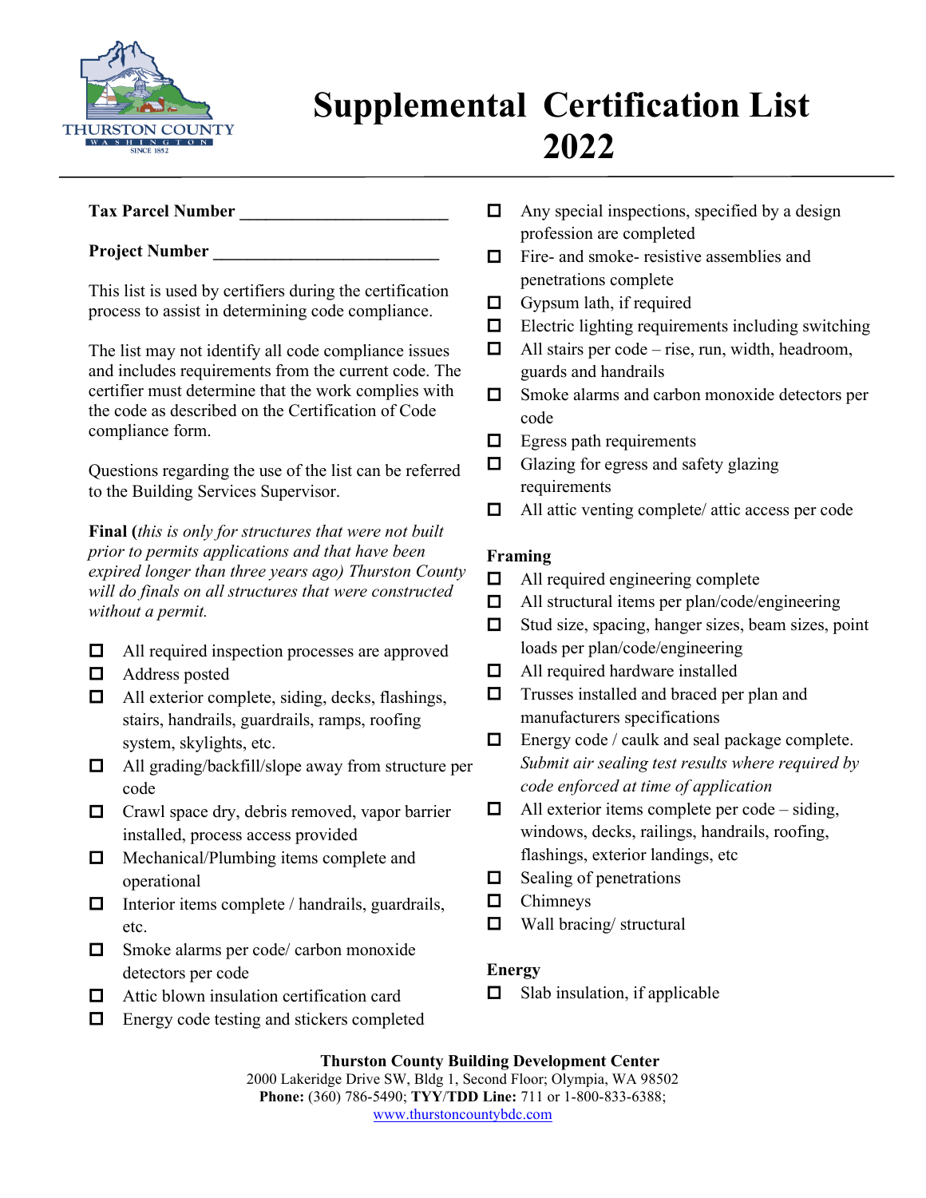THURSTON COUNTY
WASHINGTON
SINCE 1852

# Supplemental Certification List 2022

**Tax Parcel Number** ________________________

**Project Number** __________________________

This list is used by certifiers during the certification process to assist in determining code compliance.

The list may not identify all code compliance issues and includes requirements from the current code. The certifier must determine that the work complies with the code as described on the Certification of Code compliance form.

Questions regarding the use of the list can be referred to the Building Services Supervisor.

**Final (***this is only for structures that were not built prior to permits applications and that have been expired longer than three years ago) Thurston County will do finals on all structures that were constructed without a permit.*

- ☐ All required inspection processes are approved
- ☐ Address posted
- ☐ All exterior complete, siding, decks, flashings, stairs, handrails, guardrails, ramps, roofing system, skylights, etc.
- ☐ All grading/backfill/slope away from structure per code
- ☐ Crawl space dry, debris removed, vapor barrier installed, process access provided
- ☐ Mechanical/Plumbing items complete and operational
- ☐ Interior items complete / handrails, guardrails, etc.
- ☐ Smoke alarms per code/ carbon monoxide detectors per code
- ☐ Attic blown insulation certification card
- ☐ Energy code testing and stickers completed
- ☐ Any special inspections, specified by a design profession are completed
- ☐ Fire- and smoke- resistive assemblies and penetrations complete
- ☐ Gypsum lath, if required
- ☐ Electric lighting requirements including switching
- ☐ All stairs per code – rise, run, width, headroom, guards and handrails
- ☐ Smoke alarms and carbon monoxide detectors per code
- ☐ Egress path requirements
- ☐ Glazing for egress and safety glazing requirements
- ☐ All attic venting complete/ attic access per code

**Framing**

- ☐ All required engineering complete
- ☐ All structural items per plan/code/engineering
- ☐ Stud size, spacing, hanger sizes, beam sizes, point loads per plan/code/engineering
- ☐ All required hardware installed
- ☐ Trusses installed and braced per plan and manufacturers specifications
- ☐ Energy code / caulk and seal package complete. *Submit air sealing test results where required by code enforced at time of application*
- ☐ All exterior items complete per code – siding, windows, decks, railings, handrails, roofing, flashings, exterior landings, etc
- ☐ Sealing of penetrations
- ☐ Chimneys
- ☐ Wall bracing/ structural

**Energy**

- ☐ Slab insulation, if applicable

**Thurston County Building Development Center**
2000 Lakeridge Drive SW, Bldg 1, Second Floor; Olympia, WA 98502
**Phone:** (360) 786-5490; **TYY/TDD Line:** 711 or 1-800-833-6388;
www.thurstoncountybdc.com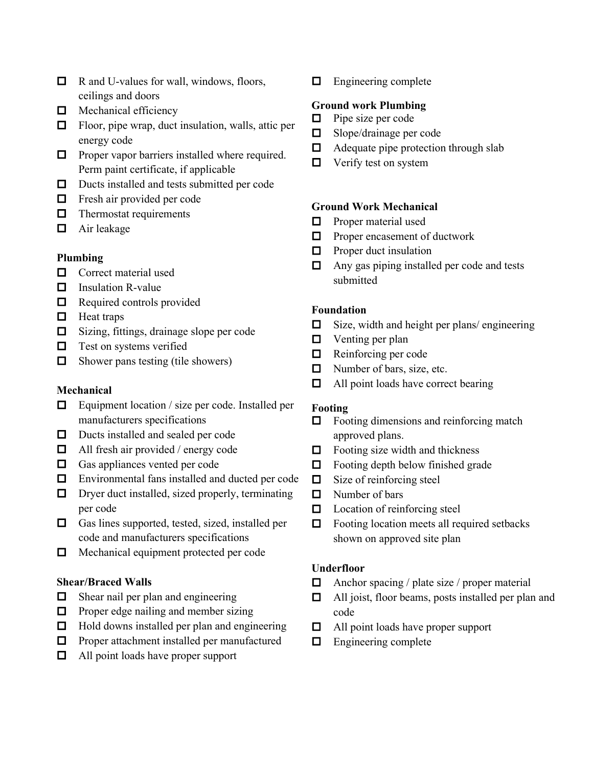- [ ] R and U-values for wall, windows, floors, ceilings and doors
- [ ] Mechanical efficiency
- [ ] Floor, pipe wrap, duct insulation, walls, attic per energy code
- [ ] Proper vapor barriers installed where required. Perm paint certificate, if applicable
- [ ] Ducts installed and tests submitted per code
- [ ] Fresh air provided per code
- [ ] Thermostat requirements
- [ ] Air leakage

**Plumbing**

- [ ] Correct material used
- [ ] Insulation R-value
- [ ] Required controls provided
- [ ] Heat traps
- [ ] Sizing, fittings, drainage slope per code
- [ ] Test on systems verified
- [ ] Shower pans testing (tile showers)

**Mechanical**

- [ ] Equipment location / size per code. Installed per manufacturers specifications
- [ ] Ducts installed and sealed per code
- [ ] All fresh air provided / energy code
- [ ] Gas appliances vented per code
- [ ] Environmental fans installed and ducted per code
- [ ] Dryer duct installed, sized properly, terminating per code
- [ ] Gas lines supported, tested, sized, installed per code and manufacturers specifications
- [ ] Mechanical equipment protected per code

**Shear/Braced Walls**

- [ ] Shear nail per plan and engineering
- [ ] Proper edge nailing and member sizing
- [ ] Hold downs installed per plan and engineering
- [ ] Proper attachment installed per manufactured
- [ ] All point loads have proper support
- [ ] Engineering complete

**Ground work Plumbing**

- [ ] Pipe size per code
- [ ] Slope/drainage per code
- [ ] Adequate pipe protection through slab
- [ ] Verify test on system

**Ground Work Mechanical**

- [ ] Proper material used
- [ ] Proper encasement of ductwork
- [ ] Proper duct insulation
- [ ] Any gas piping installed per code and tests submitted

**Foundation**

- [ ] Size, width and height per plans/ engineering
- [ ] Venting per plan
- [ ] Reinforcing per code
- [ ] Number of bars, size, etc.
- [ ] All point loads have correct bearing

**Footing**

- [ ] Footing dimensions and reinforcing match approved plans.
- [ ] Footing size width and thickness
- [ ] Footing depth below finished grade
- [ ] Size of reinforcing steel
- [ ] Number of bars
- [ ] Location of reinforcing steel
- [ ] Footing location meets all required setbacks shown on approved site plan

**Underfloor**

- [ ] Anchor spacing / plate size / proper material
- [ ] All joist, floor beams, posts installed per plan and code
- [ ] All point loads have proper support
- [ ] Engineering complete